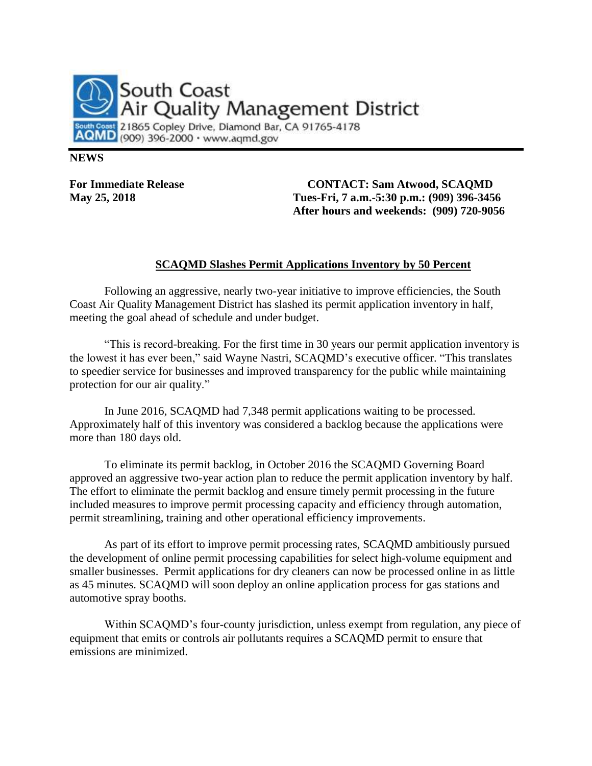South Coast
Air Quality Management District
21865 Copley Drive, Diamond Bar, CA 91765-4178
(909) 396-2000 · www.aqmd.gov

**NEWS**

**For Immediate Release**
**May 25, 2018**

**CONTACT: Sam Atwood, SCAQMD**
**Tues-Fri, 7 a.m.-5:30 p.m.: (909) 396-3456**
**After hours and weekends: (909) 720-9056**

## SCAQMD Slashes Permit Applications Inventory by 50 Percent

Following an aggressive, nearly two-year initiative to improve efficiencies, the South Coast Air Quality Management District has slashed its permit application inventory in half, meeting the goal ahead of schedule and under budget.

"This is record-breaking. For the first time in 30 years our permit application inventory is the lowest it has ever been," said Wayne Nastri, SCAQMD's executive officer. "This translates to speedier service for businesses and improved transparency for the public while maintaining protection for our air quality."

In June 2016, SCAQMD had 7,348 permit applications waiting to be processed. Approximately half of this inventory was considered a backlog because the applications were more than 180 days old.

To eliminate its permit backlog, in October 2016 the SCAQMD Governing Board approved an aggressive two-year action plan to reduce the permit application inventory by half. The effort to eliminate the permit backlog and ensure timely permit processing in the future included measures to improve permit processing capacity and efficiency through automation, permit streamlining, training and other operational efficiency improvements.

As part of its effort to improve permit processing rates, SCAQMD ambitiously pursued the development of online permit processing capabilities for select high-volume equipment and smaller businesses. Permit applications for dry cleaners can now be processed online in as little as 45 minutes. SCAQMD will soon deploy an online application process for gas stations and automotive spray booths.

Within SCAQMD's four-county jurisdiction, unless exempt from regulation, any piece of equipment that emits or controls air pollutants requires a SCAQMD permit to ensure that emissions are minimized.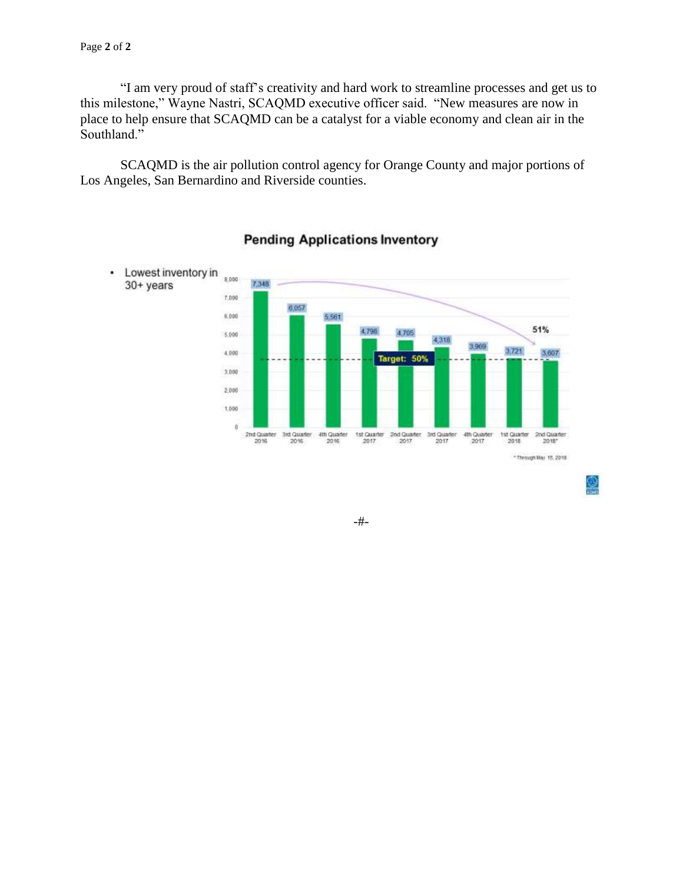"I am very proud of staff's creativity and hard work to streamline processes and get us to this milestone," Wayne Nastri, SCAQMD executive officer said. "New measures are now in place to help ensure that SCAQMD can be a catalyst for a viable economy and clean air in the Southland."

SCAQMD is the air pollution control agency for Orange County and major portions of Los Angeles, San Bernardino and Riverside counties.

**Pending Applications Inventory**

- Lowest inventory in 30+ years

8,000
7,000
6,000
5,000
4,000
3,000
2,000
1,000
0

7,348
6,057
5,561
4,798
4,705
4,318
3,969
3,721
3,607

51%

Target: 50%

2nd Quarter 2016
3rd Quarter 2016
4th Quarter 2016
1st Quarter 2017
2nd Quarter 2017
3rd Quarter 2017
4th Quarter 2017
1st Quarter 2018
2nd Quarter 2018*

* Through May 15, 2018

-#-